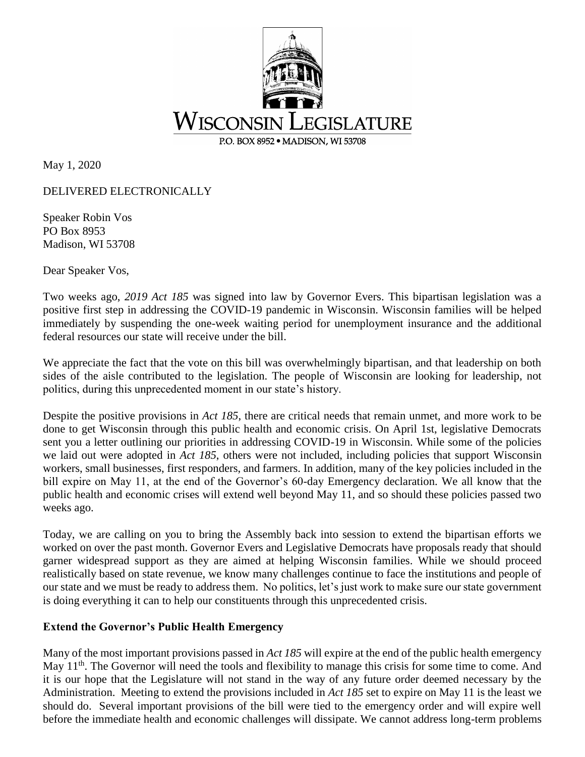WISCONSIN LEGISLATURE

P.O. BOX 8952 • MADISON, WI 53708

May 1, 2020

DELIVERED ELECTRONICALLY

Speaker Robin Vos
PO Box 8953
Madison, WI 53708

Dear Speaker Vos,

Two weeks ago, *2019 Act 185* was signed into law by Governor Evers. This bipartisan legislation was a positive first step in addressing the COVID-19 pandemic in Wisconsin. Wisconsin families will be helped immediately by suspending the one-week waiting period for unemployment insurance and the additional federal resources our state will receive under the bill.

We appreciate the fact that the vote on this bill was overwhelmingly bipartisan, and that leadership on both sides of the aisle contributed to the legislation. The people of Wisconsin are looking for leadership, not politics, during this unprecedented moment in our state's history.

Despite the positive provisions in *Act 185*, there are critical needs that remain unmet, and more work to be done to get Wisconsin through this public health and economic crisis. On April 1st, legislative Democrats sent you a letter outlining our priorities in addressing COVID-19 in Wisconsin. While some of the policies we laid out were adopted in *Act 185*, others were not included, including policies that support Wisconsin workers, small businesses, first responders, and farmers. In addition, many of the key policies included in the bill expire on May 11, at the end of the Governor's 60-day Emergency declaration. We all know that the public health and economic crises will extend well beyond May 11, and so should these policies passed two weeks ago.

Today, we are calling on you to bring the Assembly back into session to extend the bipartisan efforts we worked on over the past month. Governor Evers and Legislative Democrats have proposals ready that should garner widespread support as they are aimed at helping Wisconsin families. While we should proceed realistically based on state revenue, we know many challenges continue to face the institutions and people of our state and we must be ready to address them. No politics, let's just work to make sure our state government is doing everything it can to help our constituents through this unprecedented crisis.

**Extend the Governor's Public Health Emergency**

Many of the most important provisions passed in *Act 185* will expire at the end of the public health emergency May 11th. The Governor will need the tools and flexibility to manage this crisis for some time to come. And it is our hope that the Legislature will not stand in the way of any future order deemed necessary by the Administration. Meeting to extend the provisions included in *Act 185* set to expire on May 11 is the least we should do. Several important provisions of the bill were tied to the emergency order and will expire well before the immediate health and economic challenges will dissipate. We cannot address long-term problems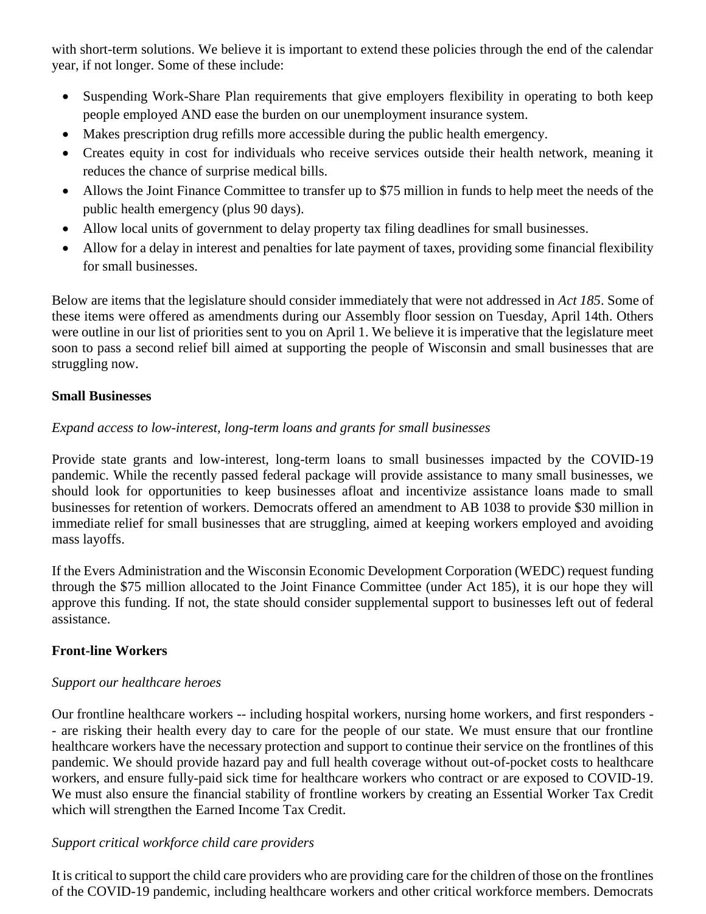with short-term solutions. We believe it is important to extend these policies through the end of the calendar year, if not longer. Some of these include:

- Suspending Work-Share Plan requirements that give employers flexibility in operating to both keep people employed AND ease the burden on our unemployment insurance system.
- Makes prescription drug refills more accessible during the public health emergency.
- Creates equity in cost for individuals who receive services outside their health network, meaning it reduces the chance of surprise medical bills.
- Allows the Joint Finance Committee to transfer up to $75 million in funds to help meet the needs of the public health emergency (plus 90 days).
- Allow local units of government to delay property tax filing deadlines for small businesses.
- Allow for a delay in interest and penalties for late payment of taxes, providing some financial flexibility for small businesses.

Below are items that the legislature should consider immediately that were not addressed in *Act 185*. Some of these items were offered as amendments during our Assembly floor session on Tuesday, April 14th. Others were outline in our list of priorities sent to you on April 1. We believe it is imperative that the legislature meet soon to pass a second relief bill aimed at supporting the people of Wisconsin and small businesses that are struggling now.

**Small Businesses**

*Expand access to low-interest, long-term loans and grants for small businesses*

Provide state grants and low-interest, long-term loans to small businesses impacted by the COVID-19 pandemic. While the recently passed federal package will provide assistance to many small businesses, we should look for opportunities to keep businesses afloat and incentivize assistance loans made to small businesses for retention of workers. Democrats offered an amendment to AB 1038 to provide $30 million in immediate relief for small businesses that are struggling, aimed at keeping workers employed and avoiding mass layoffs.

If the Evers Administration and the Wisconsin Economic Development Corporation (WEDC) request funding through the $75 million allocated to the Joint Finance Committee (under Act 185), it is our hope they will approve this funding. If not, the state should consider supplemental support to businesses left out of federal assistance.

**Front-line Workers**

*Support our healthcare heroes*

Our frontline healthcare workers -- including hospital workers, nursing home workers, and first responders -- are risking their health every day to care for the people of our state. We must ensure that our frontline healthcare workers have the necessary protection and support to continue their service on the frontlines of this pandemic. We should provide hazard pay and full health coverage without out-of-pocket costs to healthcare workers, and ensure fully-paid sick time for healthcare workers who contract or are exposed to COVID-19. We must also ensure the financial stability of frontline workers by creating an Essential Worker Tax Credit which will strengthen the Earned Income Tax Credit.

*Support critical workforce child care providers*

It is critical to support the child care providers who are providing care for the children of those on the frontlines of the COVID-19 pandemic, including healthcare workers and other critical workforce members. Democrats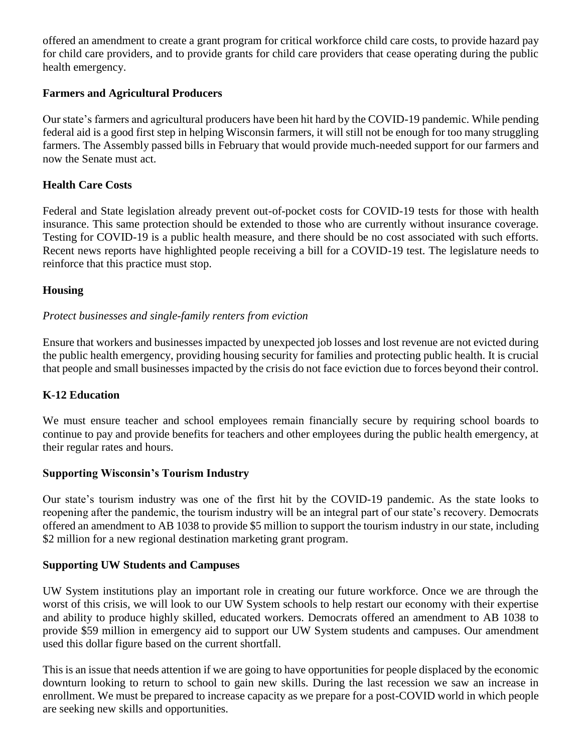offered an amendment to create a grant program for critical workforce child care costs, to provide hazard pay for child care providers, and to provide grants for child care providers that cease operating during the public health emergency.

### Farmers and Agricultural Producers

Our state's farmers and agricultural producers have been hit hard by the COVID-19 pandemic. While pending federal aid is a good first step in helping Wisconsin farmers, it will still not be enough for too many struggling farmers. The Assembly passed bills in February that would provide much-needed support for our farmers and now the Senate must act.

### Health Care Costs

Federal and State legislation already prevent out-of-pocket costs for COVID-19 tests for those with health insurance. This same protection should be extended to those who are currently without insurance coverage. Testing for COVID-19 is a public health measure, and there should be no cost associated with such efforts. Recent news reports have highlighted people receiving a bill for a COVID-19 test. The legislature needs to reinforce that this practice must stop.

### Housing

*Protect businesses and single-family renters from eviction*

Ensure that workers and businesses impacted by unexpected job losses and lost revenue are not evicted during the public health emergency, providing housing security for families and protecting public health. It is crucial that people and small businesses impacted by the crisis do not face eviction due to forces beyond their control.

### K-12 Education

We must ensure teacher and school employees remain financially secure by requiring school boards to continue to pay and provide benefits for teachers and other employees during the public health emergency, at their regular rates and hours.

### Supporting Wisconsin's Tourism Industry

Our state's tourism industry was one of the first hit by the COVID-19 pandemic. As the state looks to reopening after the pandemic, the tourism industry will be an integral part of our state's recovery. Democrats offered an amendment to AB 1038 to provide $5 million to support the tourism industry in our state, including $2 million for a new regional destination marketing grant program.

### Supporting UW Students and Campuses

UW System institutions play an important role in creating our future workforce. Once we are through the worst of this crisis, we will look to our UW System schools to help restart our economy with their expertise and ability to produce highly skilled, educated workers. Democrats offered an amendment to AB 1038 to provide $59 million in emergency aid to support our UW System students and campuses. Our amendment used this dollar figure based on the current shortfall.

This is an issue that needs attention if we are going to have opportunities for people displaced by the economic downturn looking to return to school to gain new skills. During the last recession we saw an increase in enrollment. We must be prepared to increase capacity as we prepare for a post-COVID world in which people are seeking new skills and opportunities.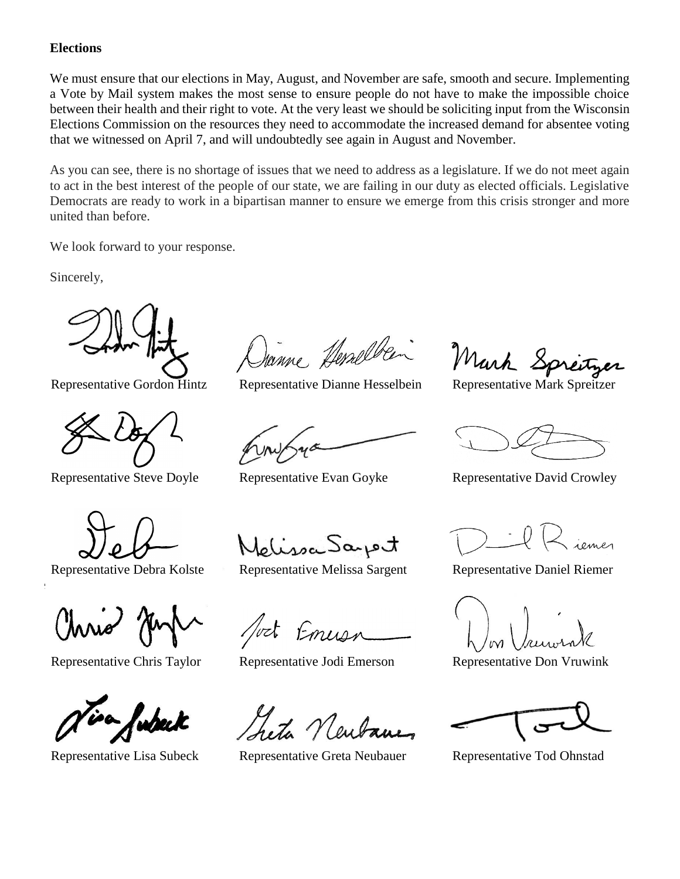**Elections**

We must ensure that our elections in May, August, and November are safe, smooth and secure. Implementing a Vote by Mail system makes the most sense to ensure people do not have to make the impossible choice between their health and their right to vote. At the very least we should be soliciting input from the Wisconsin Elections Commission on the resources they need to accommodate the increased demand for absentee voting that we witnessed on April 7, and will undoubtedly see again in August and November.

As you can see, there is no shortage of issues that we need to address as a legislature. If we do not meet again to act in the best interest of the people of our state, we are failing in our duty as elected officials. Legislative Democrats are ready to work in a bipartisan manner to ensure we emerge from this crisis stronger and more united than before.

We look forward to your response.

Sincerely,

Representative Gordon Hintz
Representative Dianne Hesselbein
Representative Mark Spreitzer

Representative Steve Doyle
Representative Evan Goyke
Representative David Crowley

Representative Debra Kolste
Representative Melissa Sargent
Representative Daniel Riemer

Representative Chris Taylor
Representative Jodi Emerson
Representative Don Vruwink

Representative Lisa Subeck
Representative Greta Neubauer
Representative Tod Ohnstad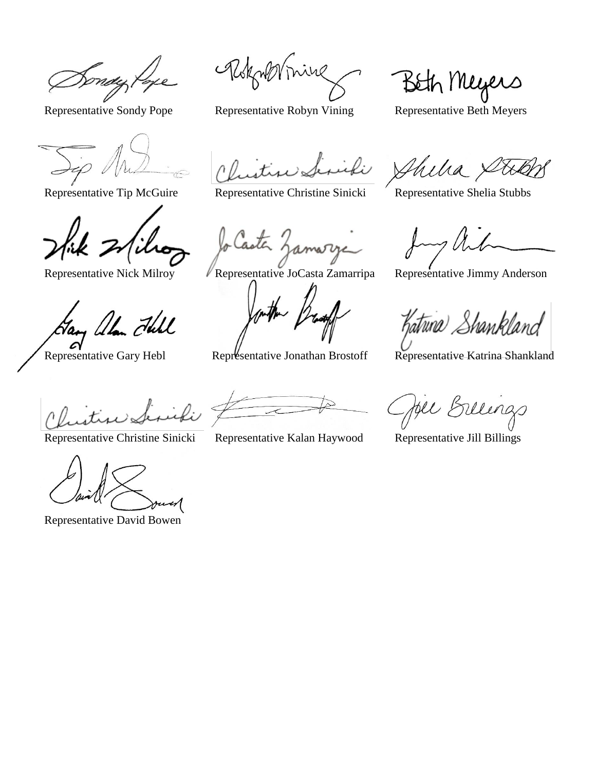Representative Sondy Pope

Representative Robyn Vining

Representative Beth Meyers

Representative Tip McGuire

Representative Christine Sinicki

Representative Shelia Stubbs

Representative Nick Milroy

Representative JoCasta Zamarripa

Representative Jimmy Anderson

Representative Gary Hebl

Representative Jonathan Brostoff

Representative Katrina Shankland

Representative Christine Sinicki

Representative Kalan Haywood

Representative Jill Billings

Representative David Bowen